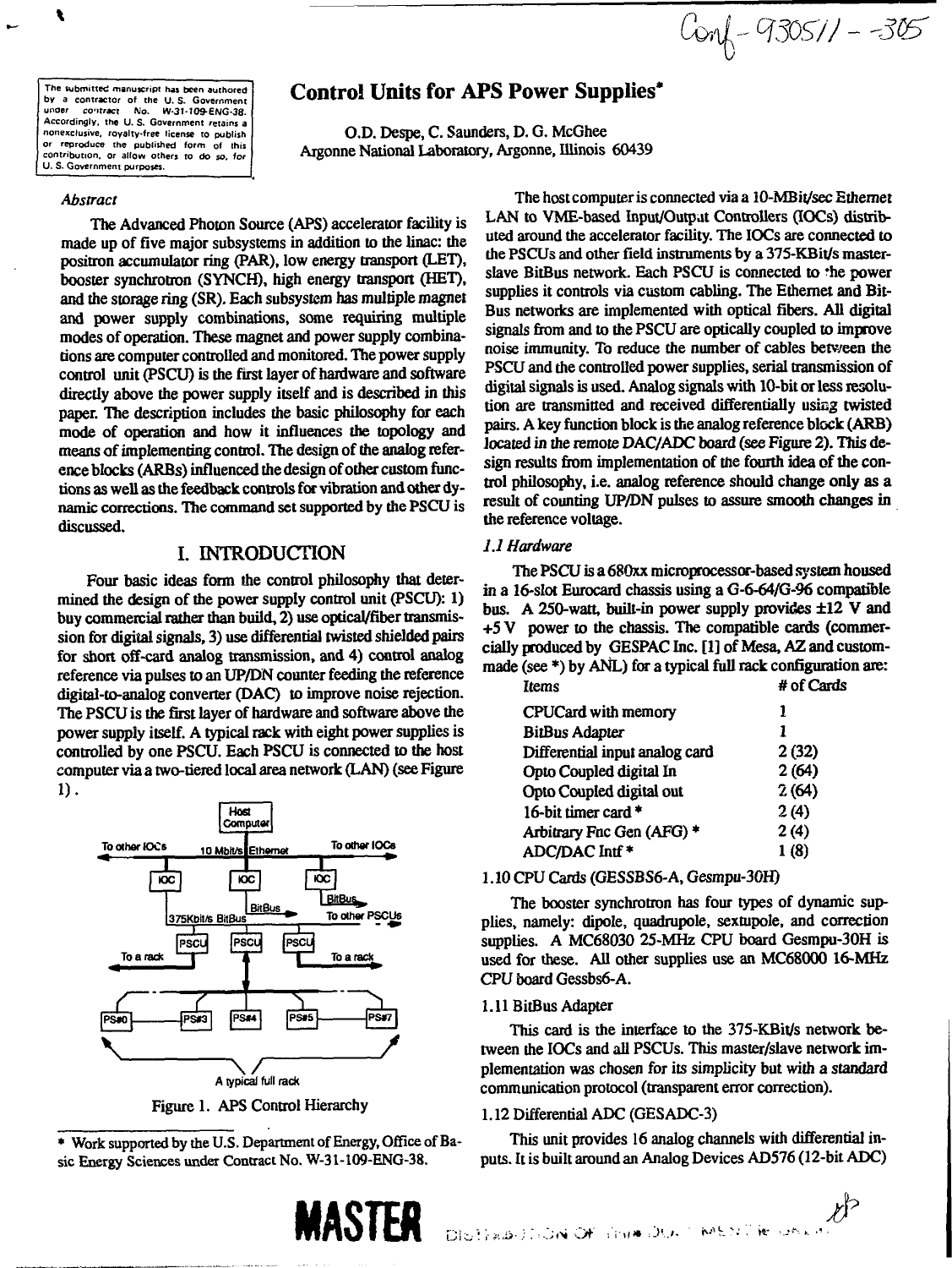Conf-930511--305

The submitted manuscript has been authored by a contractor of the U. S. Government under contract No. W-31-109-ENG-38. Accordingly, the U. S. Government retains a nonexclusive, royalty-free license to publish or reproduce the published form of this contribution, or allow others to do so, for U. S. Government purposes.

# Control Units for APS Power Supplies*

O.D. Despe, C. Saunders, D. G. McGhee
Argonne National Laboratory, Argonne, Illinois 60439

*Abstract*

The Advanced Photon Source (APS) accelerator facility is made up of five major subsystems in addition to the linac: the positron accumulator ring (PAR), low energy transport (LET), booster synchrotron (SYNCH), high energy transport (HET), and the storage ring (SR). Each subsystem has multiple magnet and power supply combinations, some requiring multiple modes of operation. These magnet and power supply combinations are computer controlled and monitored. The power supply control unit (PSCU) is the first layer of hardware and software directly above the power supply itself and is described in this paper. The description includes the basic philosophy for each mode of operation and how it influences the topology and means of implementing control. The design of the analog reference blocks (ARBs) influenced the design of other custom functions as well as the feedback controls for vibration and other dynamic corrections. The command set supported by the PSCU is discussed.

## I. INTRODUCTION

Four basic ideas form the control philosophy that determined the design of the power supply control unit (PSCU): 1) buy commercial rather than build, 2) use optical/fiber transmission for digital signals, 3) use differential twisted shielded pairs for short off-card analog transmission, and 4) control analog reference via pulses to an UP/DN counter feeding the reference digital-to-analog converter (DAC) to improve noise rejection. The PSCU is the first layer of hardware and software above the power supply itself. A typical rack with eight power supplies is controlled by one PSCU. Each PSCU is connected to the host computer via a two-tiered local area network (LAN) (see Figure 1).

Figure 1. APS Control Hierarchy

The host computer is connected via a 10-MBit/sec Ethernet LAN to VME-based Input/Output Controllers (IOCs) distributed around the accelerator facility. The IOCs are connected to the PSCUs and other field instruments by a 375-KBit/s master-slave BitBus network. Each PSCU is connected to the power supplies it controls via custom cabling. The Ethernet and BitBus networks are implemented with optical fibers. All digital signals from and to the PSCU are optically coupled to improve noise immunity. To reduce the number of cables between the PSCU and the controlled power supplies, serial transmission of digital signals is used. Analog signals with 10-bit or less resolution are transmitted and received differentially using twisted pairs. A key function block is the analog reference block (ARB) located in the remote DAC/ADC board (see Figure 2). This design results from implementation of the fourth idea of the control philosophy, i.e. analog reference should change only as a result of counting UP/DN pulses to assure smooth changes in the reference voltage.

### *1.1 Hardware*

The PSCU is a 680xx microprocessor-based system housed in a 16-slot Eurocard chassis using a G-6-64/G-96 compatible bus. A 250-watt, built-in power supply provides ±12 V and +5 V power to the chassis. The compatible cards (commercially produced by GESPAC Inc. [1] of Mesa, AZ and custom-made (see *) by ANL) for a typical full rack configuration are:

| Items | # of Cards |
|---|---|
| CPUCard with memory | 1 |
| BitBus Adapter | 1 |
| Differential input analog card | 2 (32) |
| Opto Coupled digital In | 2 (64) |
| Opto Coupled digital out | 2 (64) |
| 16-bit timer card * | 2 (4) |
| Arbitrary Fnc Gen (AFG) * | 2 (4) |
| ADC/DAC Intf * | 1 (8) |

1.10 CPU Cards (GESSBS6-A, Gesmpu-30H)

The booster synchrotron has four types of dynamic supplies, namely: dipole, quadrupole, sextupole, and correction supplies. A MC68030 25-MHz CPU board Gesmpu-30H is used for these. All other supplies use an MC68000 16-MHz CPU board Gessbs6-A.

1.11 BitBus Adapter

This card is the interface to the 375-KBit/s network between the IOCs and all PSCUs. This master/slave network implementation was chosen for its simplicity but with a standard communication protocol (transparent error correction).

1.12 Differential ADC (GESADC-3)

This unit provides 16 analog channels with differential inputs. It is built around an Analog Devices AD576 (12-bit ADC)

* Work supported by the U.S. Department of Energy, Office of Basic Energy Sciences under Contract No. W-31-109-ENG-38.

MASTER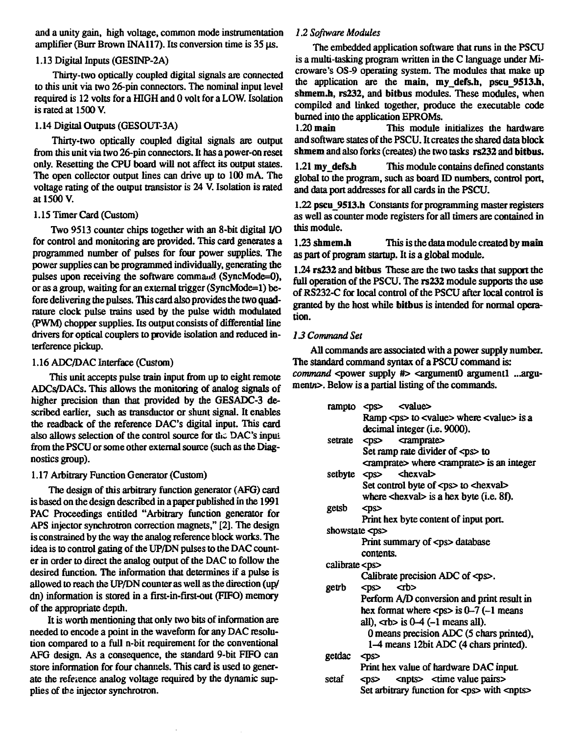and a unity gain, high voltage, common mode instrumentation amplifier (Burr Brown INA117). Its conversion time is 35 µs.

1.13 Digital Inputs (GESINP-2A)

Thirty-two optically coupled digital signals are connected to this unit via two 26-pin connectors. The nominal input level required is 12 volts for a HIGH and 0 volt for a LOW. Isolation is rated at 1500 V.

1.14 Digital Outputs (GESOUT-3A)

Thirty-two optically coupled digital signals are output from this unit via two 26-pin connectors. It has a power-on reset only. Resetting the CPU board will not affect its output states. The open collector output lines can drive up to 100 mA. The voltage rating of the output transistor is 24 V. Isolation is rated at 1500 V.

1.15 Timer Card (Custom)

Two 9513 counter chips together with an 8-bit digital I/O for control and monitoring are provided. This card generates a programmed number of pulses for four power supplies. The power supplies can be programmed individually, generating the pulses upon receiving the software command (SyncMode=0), or as a group, waiting for an external trigger (SyncMode=1) before delivering the pulses. This card also provides the two quadrature clock pulse trains used by the pulse width modulated (PWM) chopper supplies. Its output consists of differential line drivers for optical couplers to provide isolation and reduced interference pickup.

1.16 ADC/DAC Interface (Custom)

This unit accepts pulse train input from up to eight remote ADCs/DACs. This allows the monitoring of analog signals of higher precision than that provided by the GESADC-3 described earlier, such as transductor or shunt signal. It enables the readback of the reference DAC's digital input. This card also allows selection of the control source for the DAC's input from the PSCU or some other external source (such as the Diagnostics group).

1.17 Arbitrary Function Generator (Custom)

The design of this arbitrary function generator (AFG) card is based on the design described in a paper published in the 1991 PAC Proceedings entitled "Arbitrary function generator for APS injector synchrotron correction magnets," [2]. The design is constrained by the way the analog reference block works. The idea is to control gating of the UP/DN pulses to the DAC counter in order to direct the analog output of the DAC to follow the desired function. The information that determines if a pulse is allowed to reach the UP/DN counter as well as the direction (up/dn) information is stored in a first-in-first-out (FIFO) memory of the appropriate depth.

It is worth mentioning that only two bits of information are needed to encode a point in the waveform for any DAC resolution compared to a full n-bit requirement for the conventional AFG design. As a consequence, the standard 9-bit FIFO can store information for four channels. This card is used to generate the reference analog voltage required by the dynamic supplies of the injector synchrotron.

*1.2 Software Modules*

The embedded application software that runs in the PSCU is a multi-tasking program written in the C language under Microware's OS-9 operating system. The modules that make up the application are the **main**, **my_defs.h**, **pscu_9513.h**, **shmem.h**, **rs232**, and **bitbus** modules. These modules, when compiled and linked together, produce the executable code burned into the application EPROMs.

1.20 **main** This module initializes the hardware and software states of the PSCU. It creates the shared data block **shmem** and also forks (creates) the two tasks **rs232** and **bitbus.**

1.21 **my_defs.h** This module contains defined constants global to the program, such as board ID numbers, control port, and data port addresses for all cards in the PSCU.

1.22 **pscu_9513.h** Constants for programming master registers as well as counter mode registers for all timers are contained in this module.

1.23 **shmem.h** This is the data module created by **main** as part of program startup. It is a global module.

1.24 **rs232** and **bitbus** These are the two tasks that support the full operation of the PSCU. The **rs232** module supports the use of RS232-C for local control of the PSCU after local control is granted by the host while **bitbus** is intended for normal operation.

*1.3 Command Set*

All commands are associated with a power supply number. The standard command syntax of a PSCU command is: *command* <power supply #> <argument0 argument1 ...argument*n*>. Below is a partial listing of the commands.

rampto <ps> <value>
Ramp <ps> to <value> where <value> is a decimal integer (i.e. 9000).

setrate <ps> <ramprate>
Set ramp rate divider of <ps> to <ramprate> where <ramprate> is an integer

setbyte <ps> <hexval>
Set control byte of <ps> to <hexval> where <hexval> is a hex byte (i.e. 8f).

getsb <ps>
Print hex byte content of input port.

showstate <ps>
Print summary of <ps> database contents.

calibrate <ps>
Calibrate precision ADC of <ps>.

getrb <ps> <rb>
Perform A/D conversion and print result in hex format where <ps> is 0–7 (-1 means all), <rb> is 0–4 (-1 means all).
0 means precision ADC (5 chars printed),
1–4 means 12bit ADC (4 chars printed).

getdac <ps>
Print hex value of hardware DAC input.

setaf <ps> <npts> <time value pairs>
Set arbitrary function for <ps> with <npts>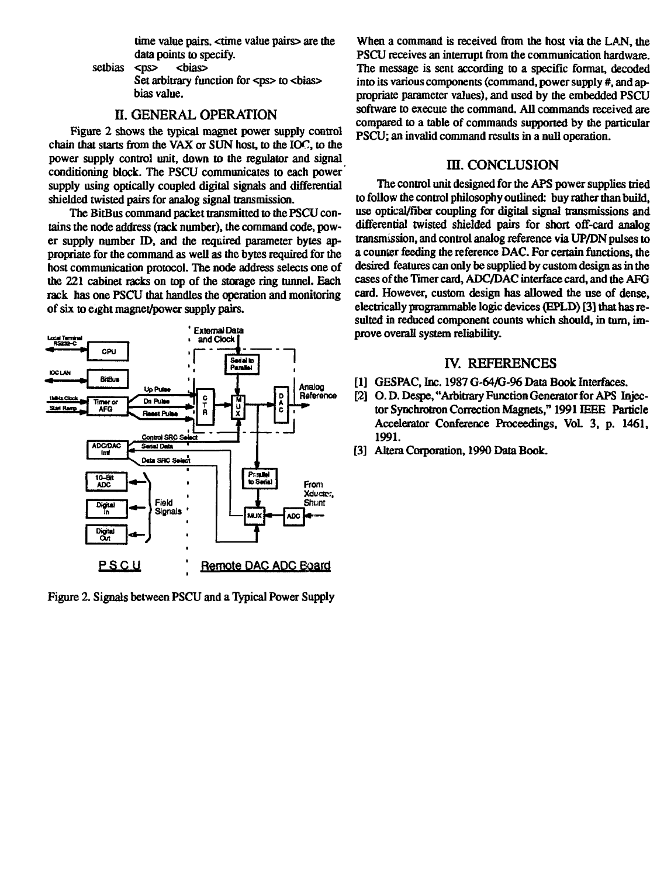time value pairs. <time value pairs> are the data points to specify.

setbias <ps> <bias>
Set arbitrary function for <ps> to <bias> bias value.

## II. GENERAL OPERATION

Figure 2 shows the typical magnet power supply control chain that starts from the VAX or SUN host, to the IOC, to the power supply control unit, down to the regulator and signal conditioning block. The PSCU communicates to each power supply using optically coupled digital signals and differential shielded twisted pairs for analog signal transmission.

The BitBus command packet transmitted to the PSCU contains the node address (rack number), the command code, power supply number ID, and the required parameter bytes appropriate for the command as well as the bytes required for the host communication protocol. The node address selects one of the 221 cabinet racks on top of the storage ring tunnel. Each rack has one PSCU that handles the operation and monitoring of six to eight magnet/power supply pairs.

Local Terminal RS232-C
CPU
IOC LAN
BitBus
1MHz Clock
Start Ramp
Timer or AFG
Up Pulse
Dn Pulse
Reset Pulse
CTR
External Data and Clock
Serial to Parallel
MUX
DAC
Analog Reference
Control SRC Select
ADC/DAC Intf
Serial Data
Data SRC Select
10-Bit ADC
Digital In
Digital Out
Field Signals
Parallel to Serial
From Xducer, Shunt
MUX
ADC
PSCU
Remote DAC ADC Board

Figure 2. Signals between PSCU and a Typical Power Supply

When a command is received from the host via the LAN, the PSCU receives an interrupt from the communication hardware. The message is sent according to a specific format, decoded into its various components (command, power supply #, and appropriate parameter values), and used by the embedded PSCU software to execute the command. All commands received are compared to a table of commands supported by the particular PSCU; an invalid command results in a null operation.

## III. CONCLUSION

The control unit designed for the APS power supplies tried to follow the control philosophy outlined: buy rather than build, use optical/fiber coupling for digital signal transmissions and differential twisted shielded pairs for short off-card analog transmission, and control analog reference via UP/DN pulses to a counter feeding the reference DAC. For certain functions, the desired features can only be supplied by custom design as in the cases of the Timer card, ADC/DAC interface card, and the AFG card. However, custom design has allowed the use of dense, electrically programmable logic devices (EPLD) [3] that has resulted in reduced component counts which should, in turn, improve overall system reliability.

## IV. REFERENCES

[1] GESPAC, Inc. 1987 G-64/G-96 Data Book Interfaces.

[2] O. D. Despe, "Arbitrary Function Generator for APS Injector Synchrotron Correction Magnets," 1991 IEEE Particle Accelerator Conference Proceedings, Vol. 3, p. 1461, 1991.

[3] Altera Corporation, 1990 Data Book.